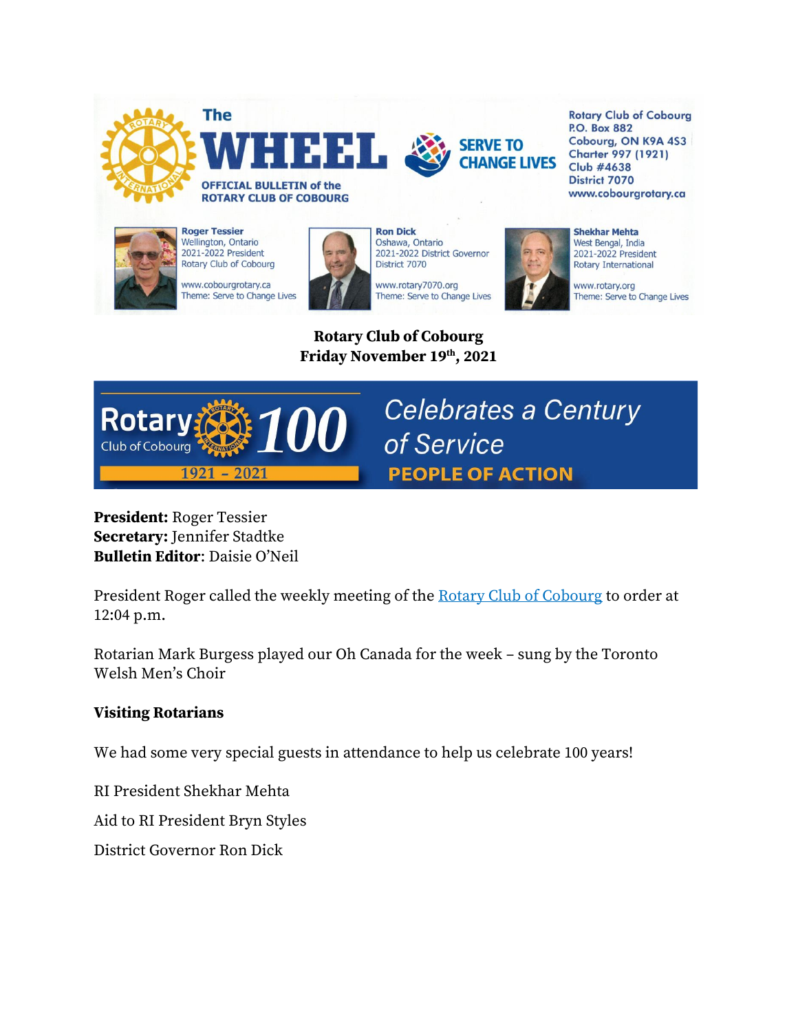The **WHEEL**

OFFICIAL BULLETIN of the ROTARY CLUB OF COBOURG

SERVE TO CHANGE LIVES

Rotary Club of Cobourg
P.O. Box 882
Cobourg, ON K9A 4S3
Charter 997 (1921)
Club #4638
District 7070
www.cobourgrotary.ca

**Roger Tessier**
Wellington, Ontario
2021-2022 President
Rotary Club of Cobourg

www.cobourgrotary.ca
Theme: Serve to Change Lives

**Ron Dick**
Oshawa, Ontario
2021-2022 District Governor
District 7070

www.rotary7070.org
Theme: Serve to Change Lives

**Shekhar Mehta**
West Bengal, India
2021-2022 President
Rotary International

www.rotary.org
Theme: Serve to Change Lives

**Rotary Club of Cobourg**
**Friday November 19th, 2021**

Rotary Club of Cobourg 100 1921 - 2021

*Celebrates a Century of Service*

PEOPLE OF ACTION

**President:** Roger Tessier
**Secretary:** Jennifer Stadtke
**Bulletin Editor**: Daisie O'Neil

President Roger called the weekly meeting of the Rotary Club of Cobourg to order at 12:04 p.m.

Rotarian Mark Burgess played our Oh Canada for the week – sung by the Toronto Welsh Men's Choir

**Visiting Rotarians**

We had some very special guests in attendance to help us celebrate 100 years!

RI President Shekhar Mehta

Aid to RI President Bryn Styles

District Governor Ron Dick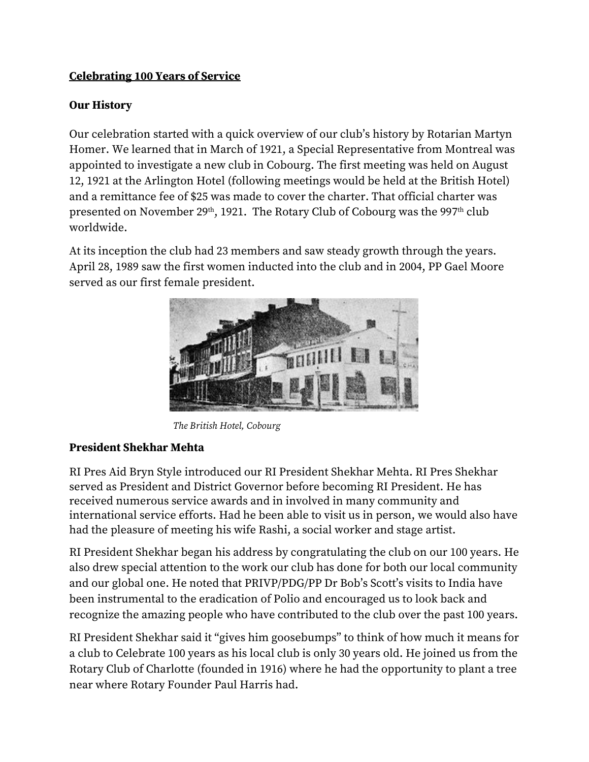**Celebrating 100 Years of Service**

**Our History**

Our celebration started with a quick overview of our club's history by Rotarian Martyn Homer. We learned that in March of 1921, a Special Representative from Montreal was appointed to investigate a new club in Cobourg. The first meeting was held on August 12, 1921 at the Arlington Hotel (following meetings would be held at the British Hotel) and a remittance fee of $25 was made to cover the charter. That official charter was presented on November 29th, 1921. The Rotary Club of Cobourg was the 997th club worldwide.

At its inception the club had 23 members and saw steady growth through the years. April 28, 1989 saw the first women inducted into the club and in 2004, PP Gael Moore served as our first female president.

*The British Hotel, Cobourg*

**President Shekhar Mehta**

RI Pres Aid Bryn Style introduced our RI President Shekhar Mehta. RI Pres Shekhar served as President and District Governor before becoming RI President. He has received numerous service awards and in involved in many community and international service efforts. Had he been able to visit us in person, we would also have had the pleasure of meeting his wife Rashi, a social worker and stage artist.

RI President Shekhar began his address by congratulating the club on our 100 years. He also drew special attention to the work our club has done for both our local community and our global one. He noted that PRIVP/PDG/PP Dr Bob's Scott's visits to India have been instrumental to the eradication of Polio and encouraged us to look back and recognize the amazing people who have contributed to the club over the past 100 years.

RI President Shekhar said it "gives him goosebumps" to think of how much it means for a club to Celebrate 100 years as his local club is only 30 years old. He joined us from the Rotary Club of Charlotte (founded in 1916) where he had the opportunity to plant a tree near where Rotary Founder Paul Harris had.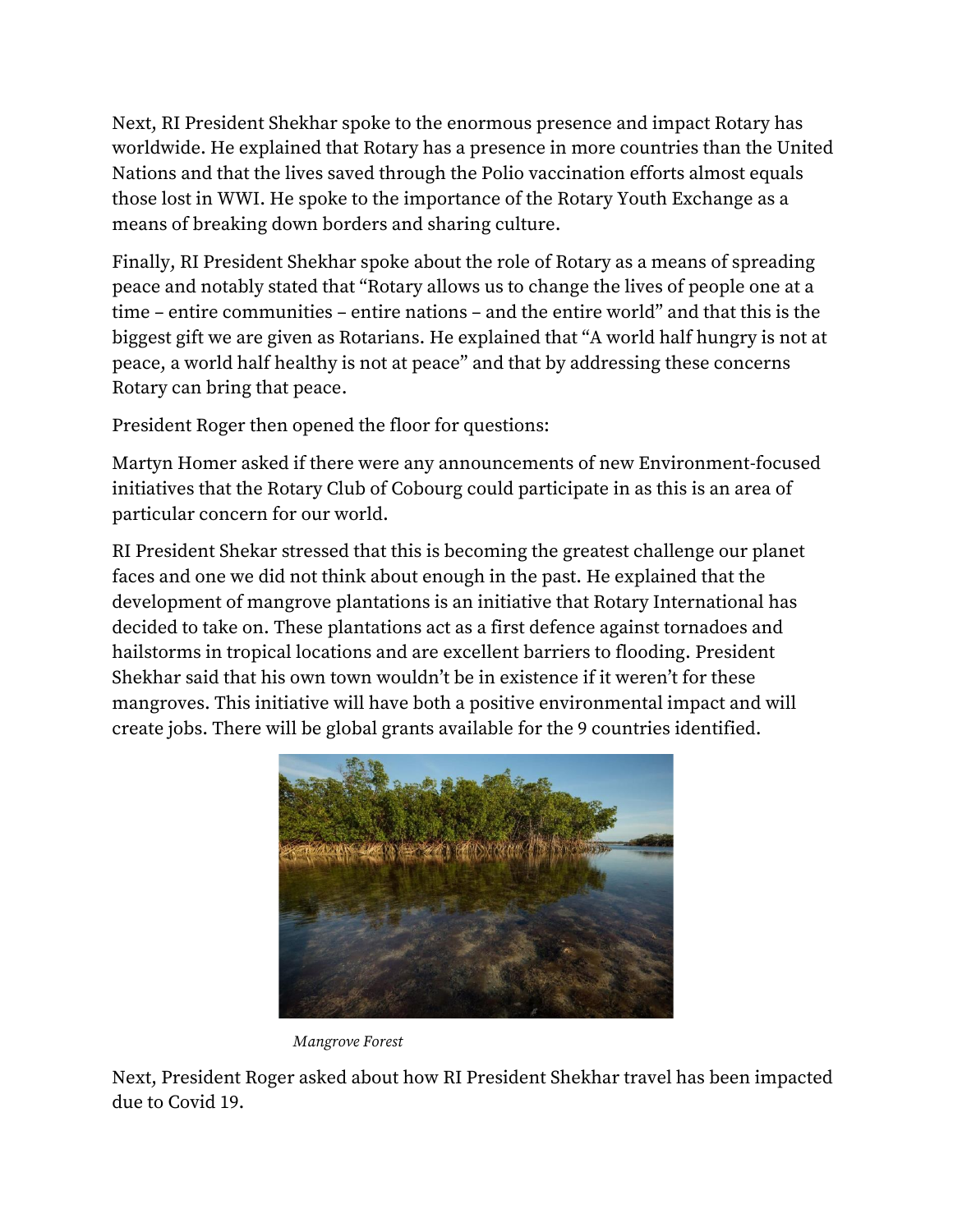Next, RI President Shekhar spoke to the enormous presence and impact Rotary has worldwide. He explained that Rotary has a presence in more countries than the United Nations and that the lives saved through the Polio vaccination efforts almost equals those lost in WWI. He spoke to the importance of the Rotary Youth Exchange as a means of breaking down borders and sharing culture.

Finally, RI President Shekhar spoke about the role of Rotary as a means of spreading peace and notably stated that "Rotary allows us to change the lives of people one at a time – entire communities – entire nations – and the entire world" and that this is the biggest gift we are given as Rotarians. He explained that "A world half hungry is not at peace, a world half healthy is not at peace" and that by addressing these concerns Rotary can bring that peace.

President Roger then opened the floor for questions:

Martyn Homer asked if there were any announcements of new Environment-focused initiatives that the Rotary Club of Cobourg could participate in as this is an area of particular concern for our world.

RI President Shekar stressed that this is becoming the greatest challenge our planet faces and one we did not think about enough in the past. He explained that the development of mangrove plantations is an initiative that Rotary International has decided to take on. These plantations act as a first defence against tornadoes and hailstorms in tropical locations and are excellent barriers to flooding. President Shekhar said that his own town wouldn't be in existence if it weren't for these mangroves. This initiative will have both a positive environmental impact and will create jobs. There will be global grants available for the 9 countries identified.

*Mangrove Forest*

Next, President Roger asked about how RI President Shekhar travel has been impacted due to Covid 19.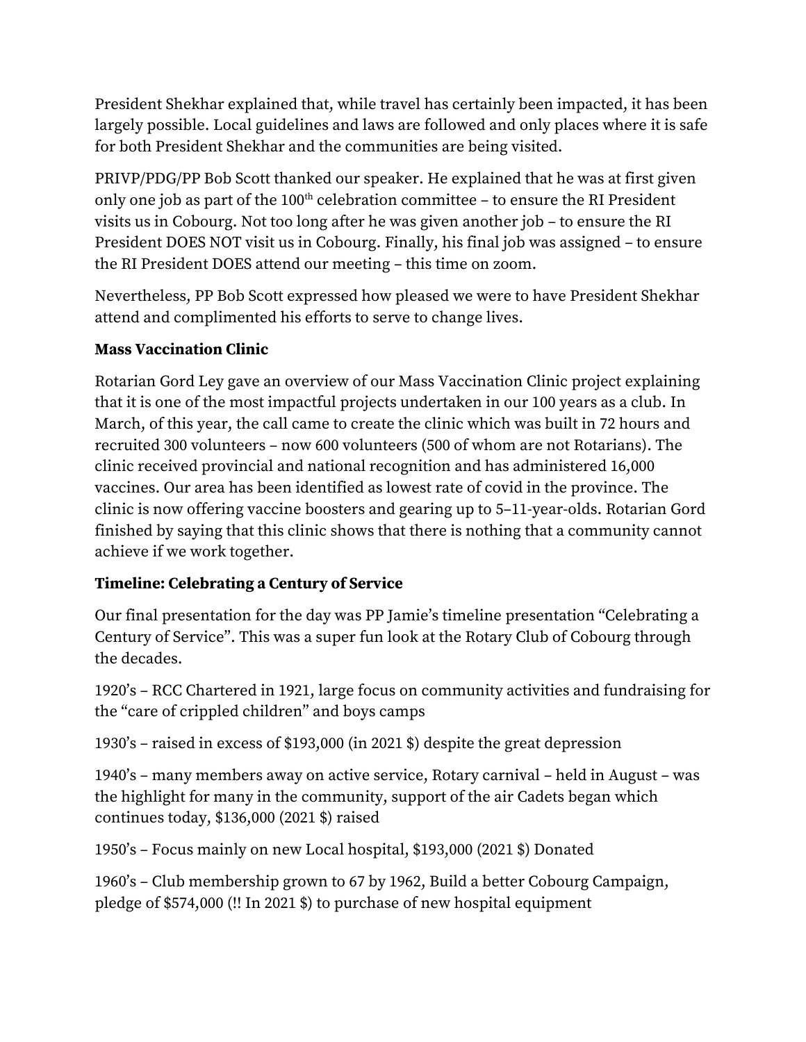President Shekhar explained that, while travel has certainly been impacted, it has been largely possible. Local guidelines and laws are followed and only places where it is safe for both President Shekhar and the communities are being visited.

PRIVP/PDG/PP Bob Scott thanked our speaker. He explained that he was at first given only one job as part of the 100th celebration committee – to ensure the RI President visits us in Cobourg. Not too long after he was given another job – to ensure the RI President DOES NOT visit us in Cobourg. Finally, his final job was assigned – to ensure the RI President DOES attend our meeting – this time on zoom.

Nevertheless, PP Bob Scott expressed how pleased we were to have President Shekhar attend and complimented his efforts to serve to change lives.

**Mass Vaccination Clinic**

Rotarian Gord Ley gave an overview of our Mass Vaccination Clinic project explaining that it is one of the most impactful projects undertaken in our 100 years as a club. In March, of this year, the call came to create the clinic which was built in 72 hours and recruited 300 volunteers – now 600 volunteers (500 of whom are not Rotarians). The clinic received provincial and national recognition and has administered 16,000 vaccines. Our area has been identified as lowest rate of covid in the province. The clinic is now offering vaccine boosters and gearing up to 5–11-year-olds. Rotarian Gord finished by saying that this clinic shows that there is nothing that a community cannot achieve if we work together.

**Timeline: Celebrating a Century of Service**

Our final presentation for the day was PP Jamie's timeline presentation "Celebrating a Century of Service". This was a super fun look at the Rotary Club of Cobourg through the decades.

1920's – RCC Chartered in 1921, large focus on community activities and fundraising for the "care of crippled children" and boys camps

1930's – raised in excess of $193,000 (in 2021 $) despite the great depression

1940's – many members away on active service, Rotary carnival – held in August – was the highlight for many in the community, support of the air Cadets began which continues today, $136,000 (2021 $) raised

1950's – Focus mainly on new Local hospital, $193,000 (2021 $) Donated

1960's – Club membership grown to 67 by 1962, Build a better Cobourg Campaign, pledge of $574,000 (!! In 2021 $) to purchase of new hospital equipment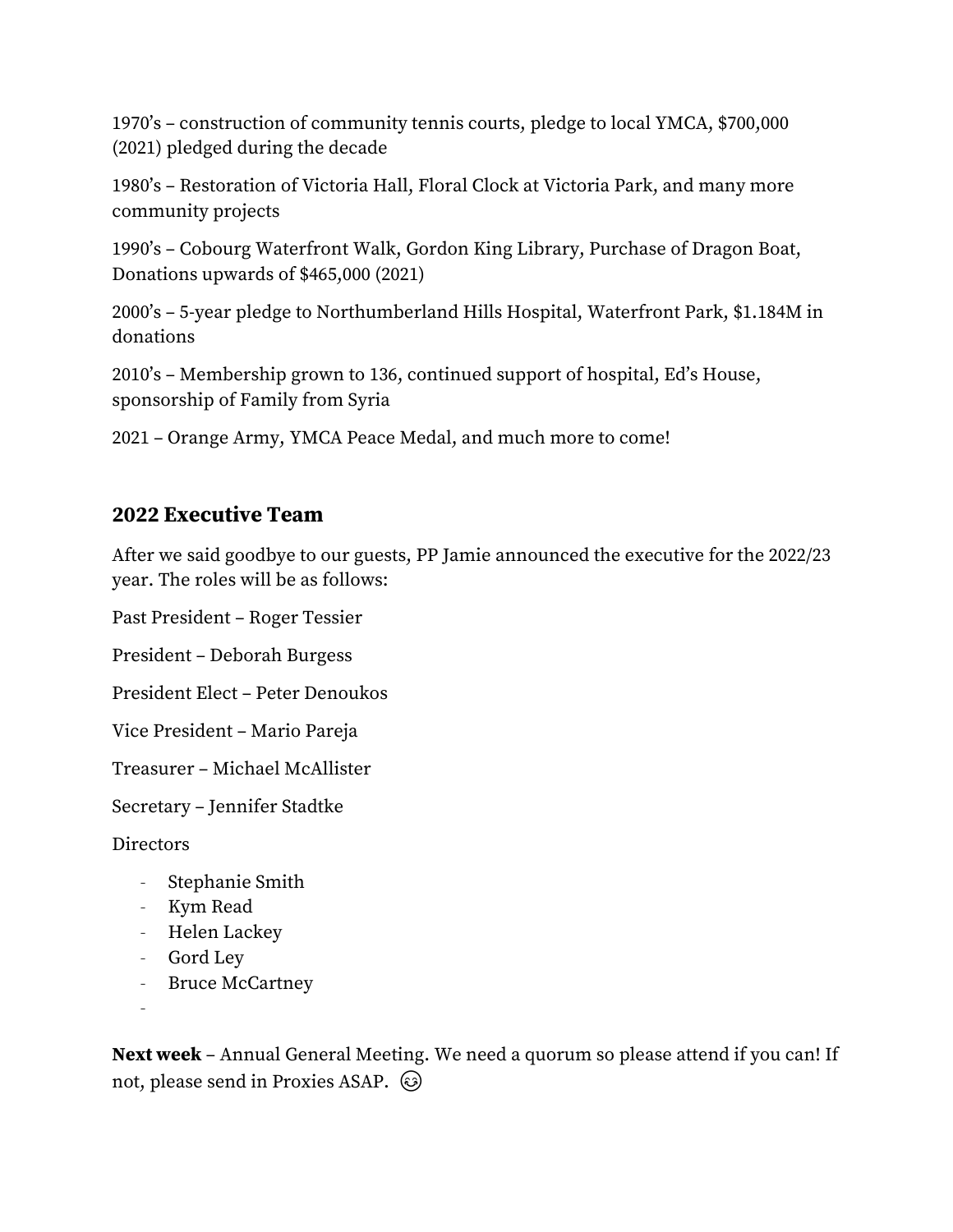1970's – construction of community tennis courts, pledge to local YMCA, $700,000 (2021) pledged during the decade

1980's – Restoration of Victoria Hall, Floral Clock at Victoria Park, and many more community projects

1990's – Cobourg Waterfront Walk, Gordon King Library, Purchase of Dragon Boat, Donations upwards of $465,000 (2021)

2000's – 5-year pledge to Northumberland Hills Hospital, Waterfront Park, $1.184M in donations

2010's – Membership grown to 136, continued support of hospital, Ed's House, sponsorship of Family from Syria

2021 – Orange Army, YMCA Peace Medal, and much more to come!

## 2022 Executive Team

After we said goodbye to our guests, PP Jamie announced the executive for the 2022/23 year. The roles will be as follows:

Past President – Roger Tessier

President – Deborah Burgess

President Elect – Peter Denoukos

Vice President – Mario Pareja

Treasurer – Michael McAllister

Secretary – Jennifer Stadtke

Directors

- Stephanie Smith
- Kym Read
- Helen Lackey
- Gord Ley
- Bruce McCartney
-

**Next week** – Annual General Meeting. We need a quorum so please attend if you can! If not, please send in Proxies ASAP. 😊